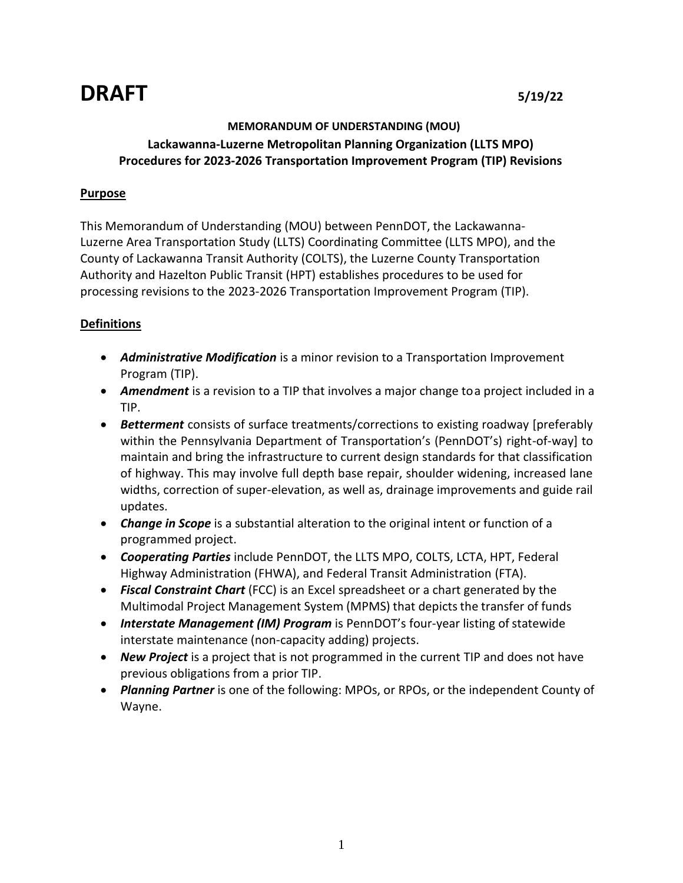# DRAFT

5/19/22

**MEMORANDUM OF UNDERSTANDING (MOU)**

**Lackawanna-Luzerne Metropolitan Planning Organization (LLTS MPO)**
**Procedures for 2023-2026 Transportation Improvement Program (TIP) Revisions**

## Purpose

This Memorandum of Understanding (MOU) between PennDOT, the Lackawanna-Luzerne Area Transportation Study (LLTS) Coordinating Committee (LLTS MPO), and the County of Lackawanna Transit Authority (COLTS), the Luzerne County Transportation Authority and Hazelton Public Transit (HPT) establishes procedures to be used for processing revisions to the 2023-2026 Transportation Improvement Program (TIP).

## Definitions

- ***Administrative Modification*** is a minor revision to a Transportation Improvement Program (TIP).
- ***Amendment*** is a revision to a TIP that involves a major change toa project included in a TIP.
- ***Betterment*** consists of surface treatments/corrections to existing roadway [preferably within the Pennsylvania Department of Transportation's (PennDOT's) right-of-way] to maintain and bring the infrastructure to current design standards for that classification of highway. This may involve full depth base repair, shoulder widening, increased lane widths, correction of super-elevation, as well as, drainage improvements and guide rail updates.
- ***Change in Scope*** is a substantial alteration to the original intent or function of a programmed project.
- ***Cooperating Parties*** include PennDOT, the LLTS MPO, COLTS, LCTA, HPT, Federal Highway Administration (FHWA), and Federal Transit Administration (FTA).
- ***Fiscal Constraint Chart*** (FCC) is an Excel spreadsheet or a chart generated by the Multimodal Project Management System (MPMS) that depicts the transfer of funds
- ***Interstate Management (IM) Program*** is PennDOT's four-year listing of statewide interstate maintenance (non-capacity adding) projects.
- ***New Project*** is a project that is not programmed in the current TIP and does not have previous obligations from a prior TIP.
- ***Planning Partner*** is one of the following: MPOs, or RPOs, or the independent County of Wayne.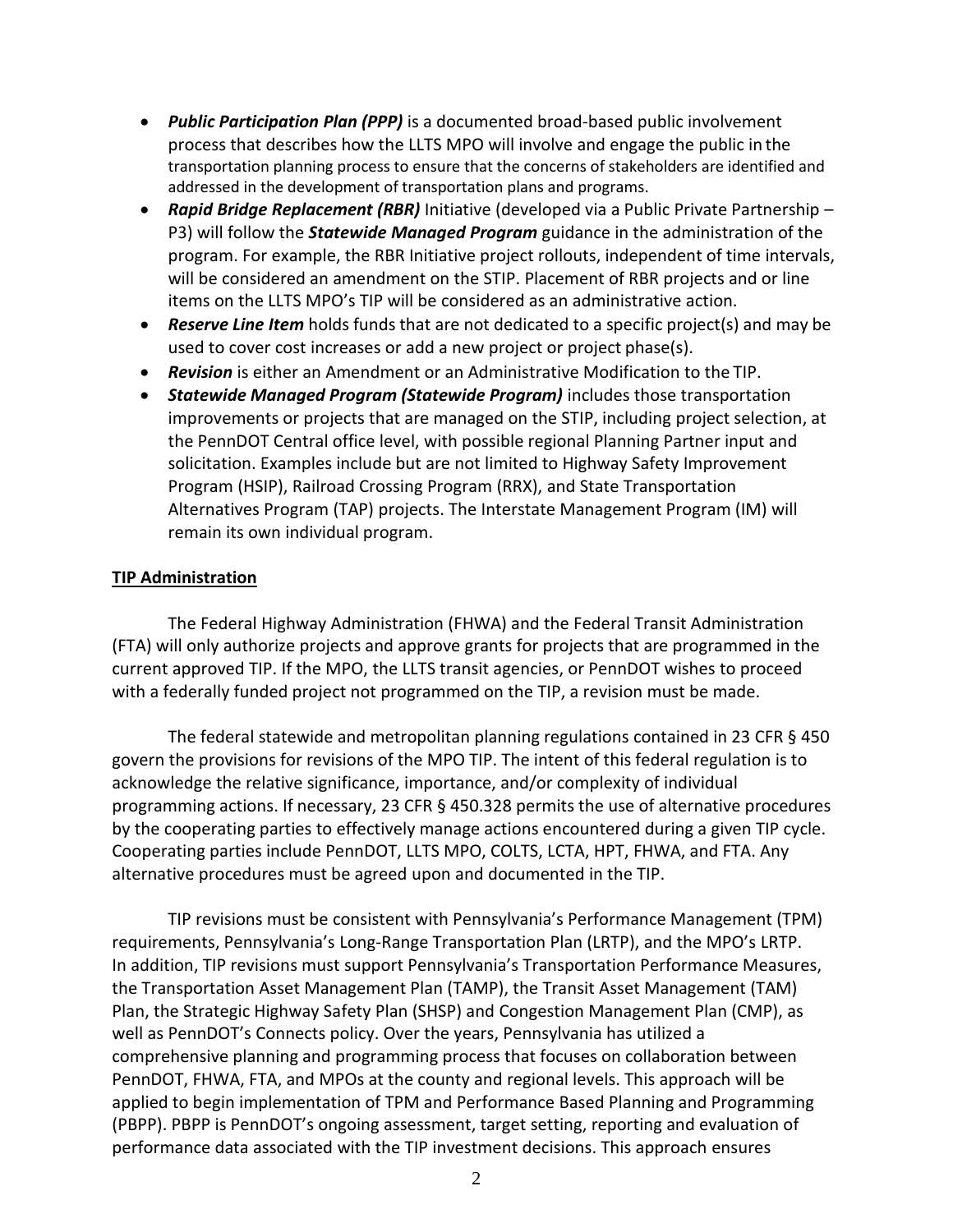- ***Public Participation Plan (PPP)*** is a documented broad-based public involvement process that describes how the LLTS MPO will involve and engage the public in the transportation planning process to ensure that the concerns of stakeholders are identified and addressed in the development of transportation plans and programs.
- ***Rapid Bridge Replacement (RBR)*** Initiative (developed via a Public Private Partnership – P3) will follow the ***Statewide Managed Program*** guidance in the administration of the program. For example, the RBR Initiative project rollouts, independent of time intervals, will be considered an amendment on the STIP. Placement of RBR projects and or line items on the LLTS MPO's TIP will be considered as an administrative action.
- ***Reserve Line Item*** holds funds that are not dedicated to a specific project(s) and may be used to cover cost increases or add a new project or project phase(s).
- ***Revision*** is either an Amendment or an Administrative Modification to the TIP.
- ***Statewide Managed Program (Statewide Program)*** includes those transportation improvements or projects that are managed on the STIP, including project selection, at the PennDOT Central office level, with possible regional Planning Partner input and solicitation. Examples include but are not limited to Highway Safety Improvement Program (HSIP), Railroad Crossing Program (RRX), and State Transportation Alternatives Program (TAP) projects. The Interstate Management Program (IM) will remain its own individual program.

## TIP Administration

The Federal Highway Administration (FHWA) and the Federal Transit Administration (FTA) will only authorize projects and approve grants for projects that are programmed in the current approved TIP. If the MPO, the LLTS transit agencies, or PennDOT wishes to proceed with a federally funded project not programmed on the TIP, a revision must be made.

The federal statewide and metropolitan planning regulations contained in 23 CFR § 450 govern the provisions for revisions of the MPO TIP. The intent of this federal regulation is to acknowledge the relative significance, importance, and/or complexity of individual programming actions. If necessary, 23 CFR § 450.328 permits the use of alternative procedures by the cooperating parties to effectively manage actions encountered during a given TIP cycle. Cooperating parties include PennDOT, LLTS MPO, COLTS, LCTA, HPT, FHWA, and FTA. Any alternative procedures must be agreed upon and documented in the TIP.

TIP revisions must be consistent with Pennsylvania's Performance Management (TPM) requirements, Pennsylvania's Long-Range Transportation Plan (LRTP), and the MPO's LRTP. In addition, TIP revisions must support Pennsylvania's Transportation Performance Measures, the Transportation Asset Management Plan (TAMP), the Transit Asset Management (TAM) Plan, the Strategic Highway Safety Plan (SHSP) and Congestion Management Plan (CMP), as well as PennDOT's Connects policy. Over the years, Pennsylvania has utilized a comprehensive planning and programming process that focuses on collaboration between PennDOT, FHWA, FTA, and MPOs at the county and regional levels. This approach will be applied to begin implementation of TPM and Performance Based Planning and Programming (PBPP). PBPP is PennDOT's ongoing assessment, target setting, reporting and evaluation of performance data associated with the TIP investment decisions. This approach ensures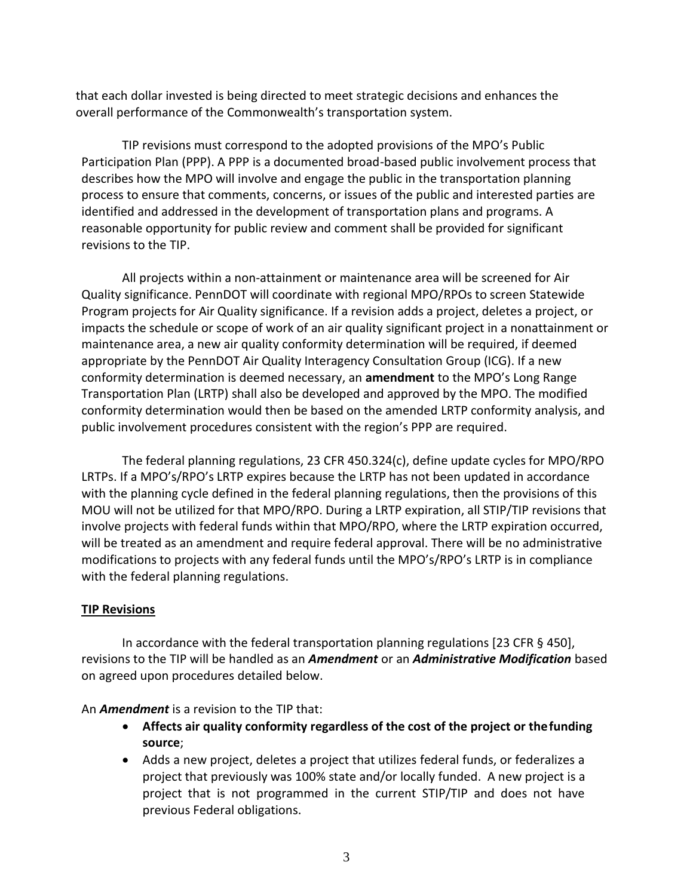that each dollar invested is being directed to meet strategic decisions and enhances the overall performance of the Commonwealth's transportation system.

TIP revisions must correspond to the adopted provisions of the MPO's Public Participation Plan (PPP). A PPP is a documented broad-based public involvement process that describes how the MPO will involve and engage the public in the transportation planning process to ensure that comments, concerns, or issues of the public and interested parties are identified and addressed in the development of transportation plans and programs. A reasonable opportunity for public review and comment shall be provided for significant revisions to the TIP.

All projects within a non-attainment or maintenance area will be screened for Air Quality significance. PennDOT will coordinate with regional MPO/RPOs to screen Statewide Program projects for Air Quality significance. If a revision adds a project, deletes a project, or impacts the schedule or scope of work of an air quality significant project in a nonattainment or maintenance area, a new air quality conformity determination will be required, if deemed appropriate by the PennDOT Air Quality Interagency Consultation Group (ICG). If a new conformity determination is deemed necessary, an **amendment** to the MPO's Long Range Transportation Plan (LRTP) shall also be developed and approved by the MPO. The modified conformity determination would then be based on the amended LRTP conformity analysis, and public involvement procedures consistent with the region's PPP are required.

The federal planning regulations, 23 CFR 450.324(c), define update cycles for MPO/RPO LRTPs. If a MPO's/RPO's LRTP expires because the LRTP has not been updated in accordance with the planning cycle defined in the federal planning regulations, then the provisions of this MOU will not be utilized for that MPO/RPO. During a LRTP expiration, all STIP/TIP revisions that involve projects with federal funds within that MPO/RPO, where the LRTP expiration occurred, will be treated as an amendment and require federal approval. There will be no administrative modifications to projects with any federal funds until the MPO's/RPO's LRTP is in compliance with the federal planning regulations.

**TIP Revisions**

In accordance with the federal transportation planning regulations [23 CFR § 450], revisions to the TIP will be handled as an ***Amendment*** or an ***Administrative Modification*** based on agreed upon procedures detailed below.

An ***Amendment*** is a revision to the TIP that:

- **Affects air quality conformity regardless of the cost of the project or the funding source**;
- Adds a new project, deletes a project that utilizes federal funds, or federalizes a project that previously was 100% state and/or locally funded. A new project is a project that is not programmed in the current STIP/TIP and does not have previous Federal obligations.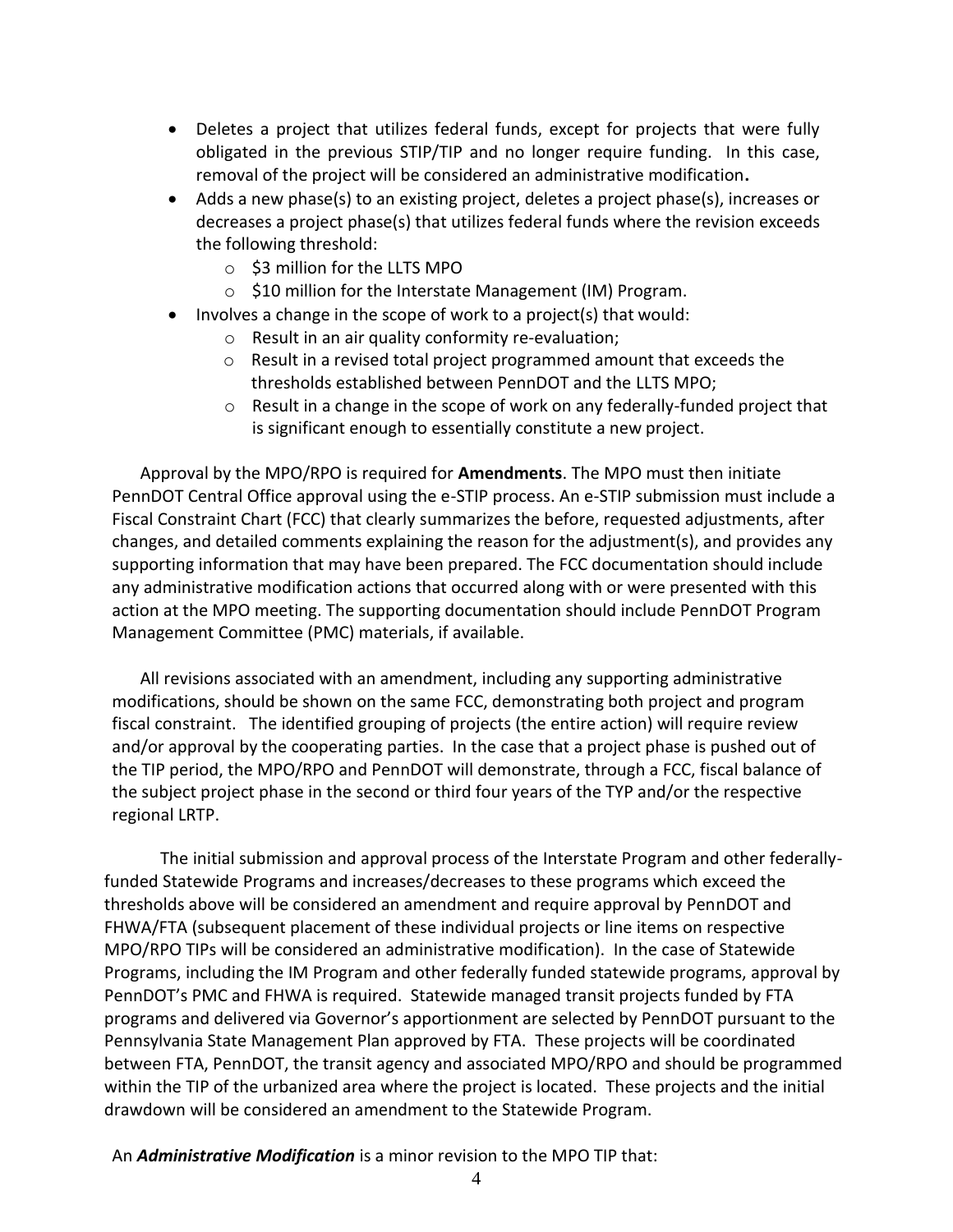- Deletes a project that utilizes federal funds, except for projects that were fully obligated in the previous STIP/TIP and no longer require funding. In this case, removal of the project will be considered an administrative modification**.**
- Adds a new phase(s) to an existing project, deletes a project phase(s), increases or decreases a project phase(s) that utilizes federal funds where the revision exceeds the following threshold:
  - $3 million for the LLTS MPO
  - $10 million for the Interstate Management (IM) Program.
- Involves a change in the scope of work to a project(s) that would:
  - Result in an air quality conformity re-evaluation;
  - Result in a revised total project programmed amount that exceeds the thresholds established between PennDOT and the LLTS MPO;
  - Result in a change in the scope of work on any federally-funded project that is significant enough to essentially constitute a new project.

Approval by the MPO/RPO is required for **Amendments**. The MPO must then initiate PennDOT Central Office approval using the e-STIP process. An e-STIP submission must include a Fiscal Constraint Chart (FCC) that clearly summarizes the before, requested adjustments, after changes, and detailed comments explaining the reason for the adjustment(s), and provides any supporting information that may have been prepared. The FCC documentation should include any administrative modification actions that occurred along with or were presented with this action at the MPO meeting. The supporting documentation should include PennDOT Program Management Committee (PMC) materials, if available.

All revisions associated with an amendment, including any supporting administrative modifications, should be shown on the same FCC, demonstrating both project and program fiscal constraint. The identified grouping of projects (the entire action) will require review and/or approval by the cooperating parties. In the case that a project phase is pushed out of the TIP period, the MPO/RPO and PennDOT will demonstrate, through a FCC, fiscal balance of the subject project phase in the second or third four years of the TYP and/or the respective regional LRTP.

The initial submission and approval process of the Interstate Program and other federally-funded Statewide Programs and increases/decreases to these programs which exceed the thresholds above will be considered an amendment and require approval by PennDOT and FHWA/FTA (subsequent placement of these individual projects or line items on respective MPO/RPO TIPs will be considered an administrative modification). In the case of Statewide Programs, including the IM Program and other federally funded statewide programs, approval by PennDOT's PMC and FHWA is required. Statewide managed transit projects funded by FTA programs and delivered via Governor's apportionment are selected by PennDOT pursuant to the Pennsylvania State Management Plan approved by FTA. These projects will be coordinated between FTA, PennDOT, the transit agency and associated MPO/RPO and should be programmed within the TIP of the urbanized area where the project is located. These projects and the initial drawdown will be considered an amendment to the Statewide Program.

An ***Administrative Modification*** is a minor revision to the MPO TIP that: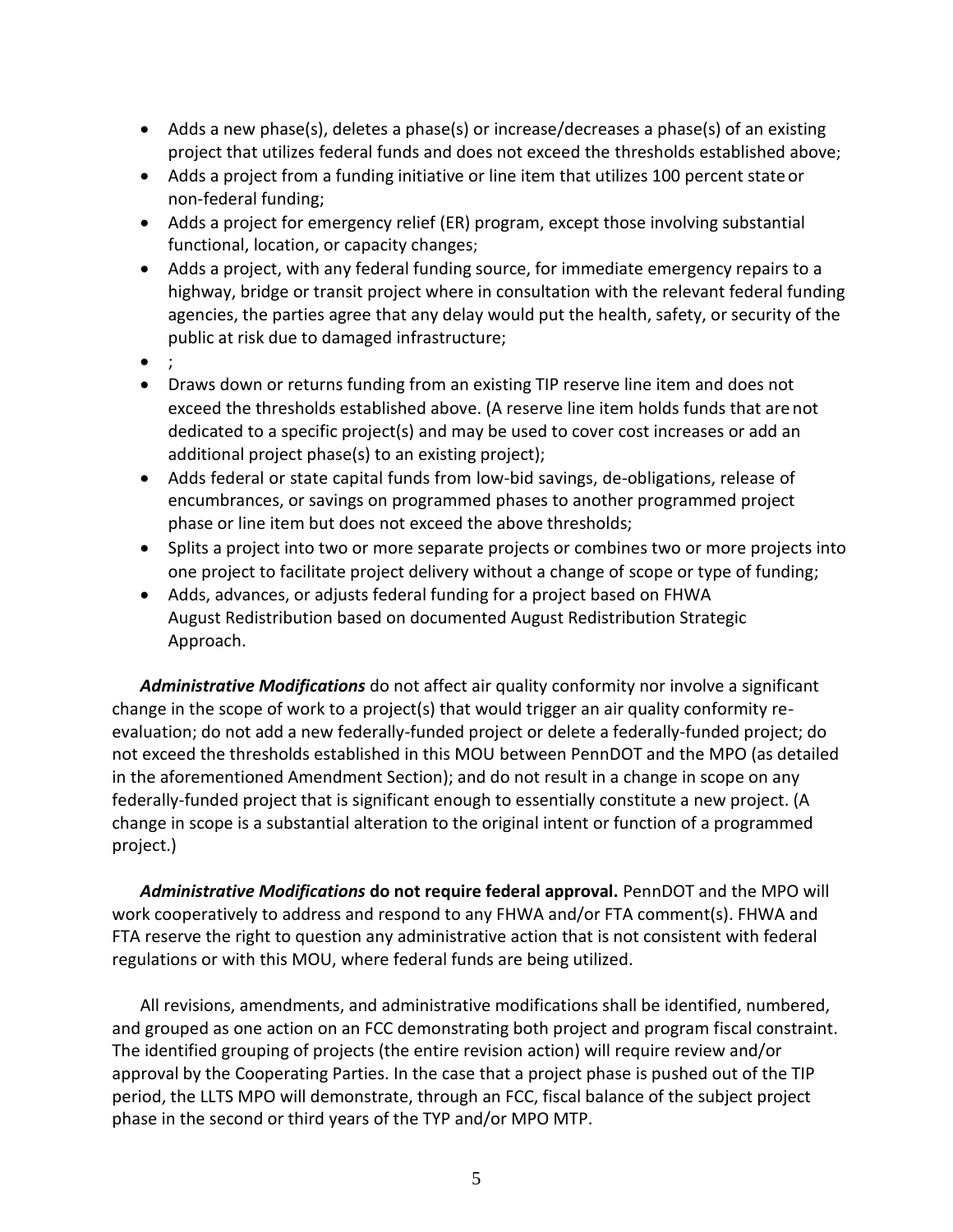- Adds a new phase(s), deletes a phase(s) or increase/decreases a phase(s) of an existing project that utilizes federal funds and does not exceed the thresholds established above;
- Adds a project from a funding initiative or line item that utilizes 100 percent state or non-federal funding;
- Adds a project for emergency relief (ER) program, except those involving substantial functional, location, or capacity changes;
- Adds a project, with any federal funding source, for immediate emergency repairs to a highway, bridge or transit project where in consultation with the relevant federal funding agencies, the parties agree that any delay would put the health, safety, or security of the public at risk due to damaged infrastructure;
- ;
- Draws down or returns funding from an existing TIP reserve line item and does not exceed the thresholds established above. (A reserve line item holds funds that are not dedicated to a specific project(s) and may be used to cover cost increases or add an additional project phase(s) to an existing project);
- Adds federal or state capital funds from low-bid savings, de-obligations, release of encumbrances, or savings on programmed phases to another programmed project phase or line item but does not exceed the above thresholds;
- Splits a project into two or more separate projects or combines two or more projects into one project to facilitate project delivery without a change of scope or type of funding;
- Adds, advances, or adjusts federal funding for a project based on FHWA August Redistribution based on documented August Redistribution Strategic Approach.

***Administrative Modifications*** do not affect air quality conformity nor involve a significant change in the scope of work to a project(s) that would trigger an air quality conformity re-evaluation; do not add a new federally-funded project or delete a federally-funded project; do not exceed the thresholds established in this MOU between PennDOT and the MPO (as detailed in the aforementioned Amendment Section); and do not result in a change in scope on any federally-funded project that is significant enough to essentially constitute a new project. (A change in scope is a substantial alteration to the original intent or function of a programmed project.)

***Administrative Modifications*** **do not require federal approval.** PennDOT and the MPO will work cooperatively to address and respond to any FHWA and/or FTA comment(s). FHWA and FTA reserve the right to question any administrative action that is not consistent with federal regulations or with this MOU, where federal funds are being utilized.

All revisions, amendments, and administrative modifications shall be identified, numbered, and grouped as one action on an FCC demonstrating both project and program fiscal constraint. The identified grouping of projects (the entire revision action) will require review and/or approval by the Cooperating Parties. In the case that a project phase is pushed out of the TIP period, the LLTS MPO will demonstrate, through an FCC, fiscal balance of the subject project phase in the second or third years of the TYP and/or MPO MTP.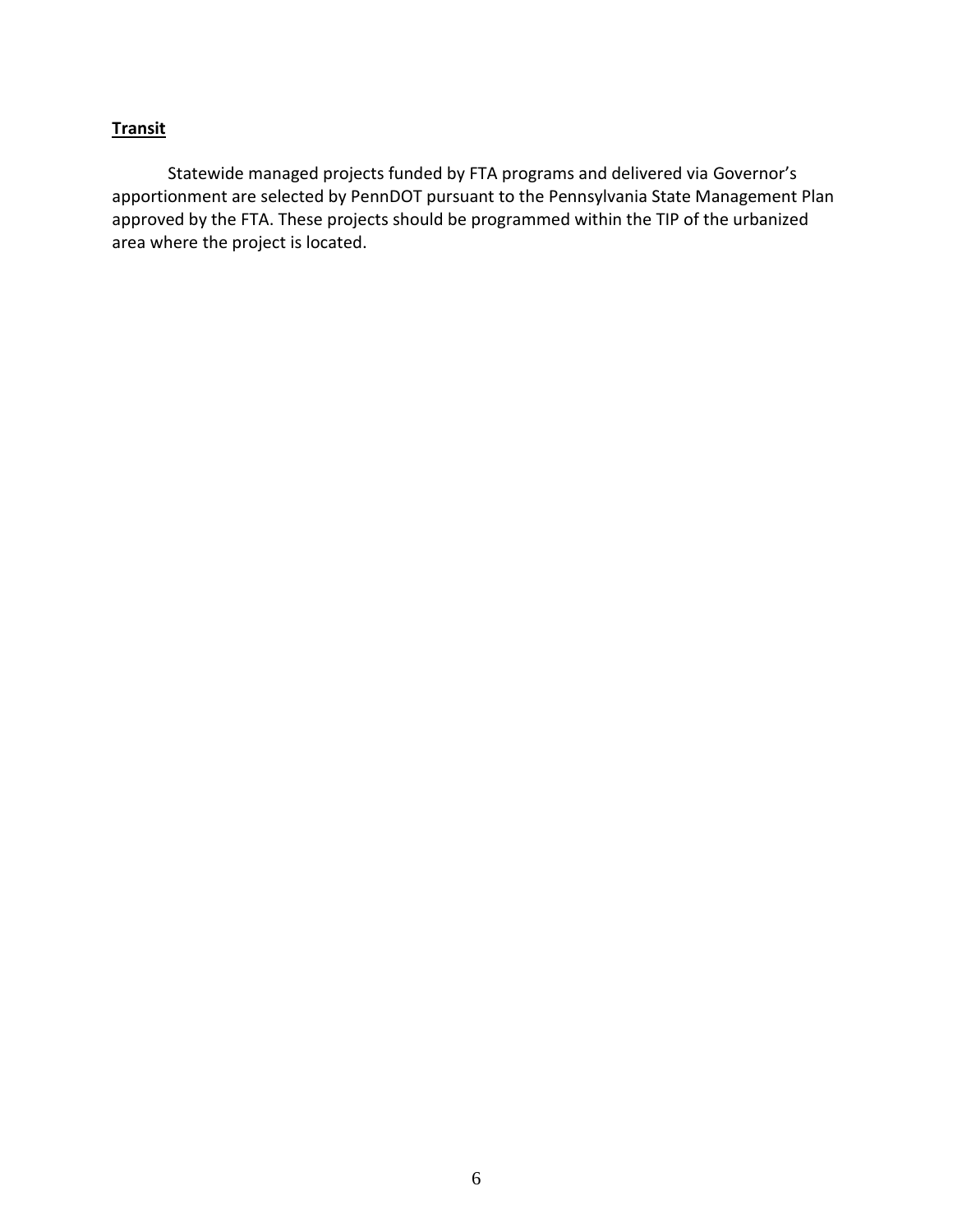**Transit**

Statewide managed projects funded by FTA programs and delivered via Governor's apportionment are selected by PennDOT pursuant to the Pennsylvania State Management Plan approved by the FTA. These projects should be programmed within the TIP of the urbanized area where the project is located.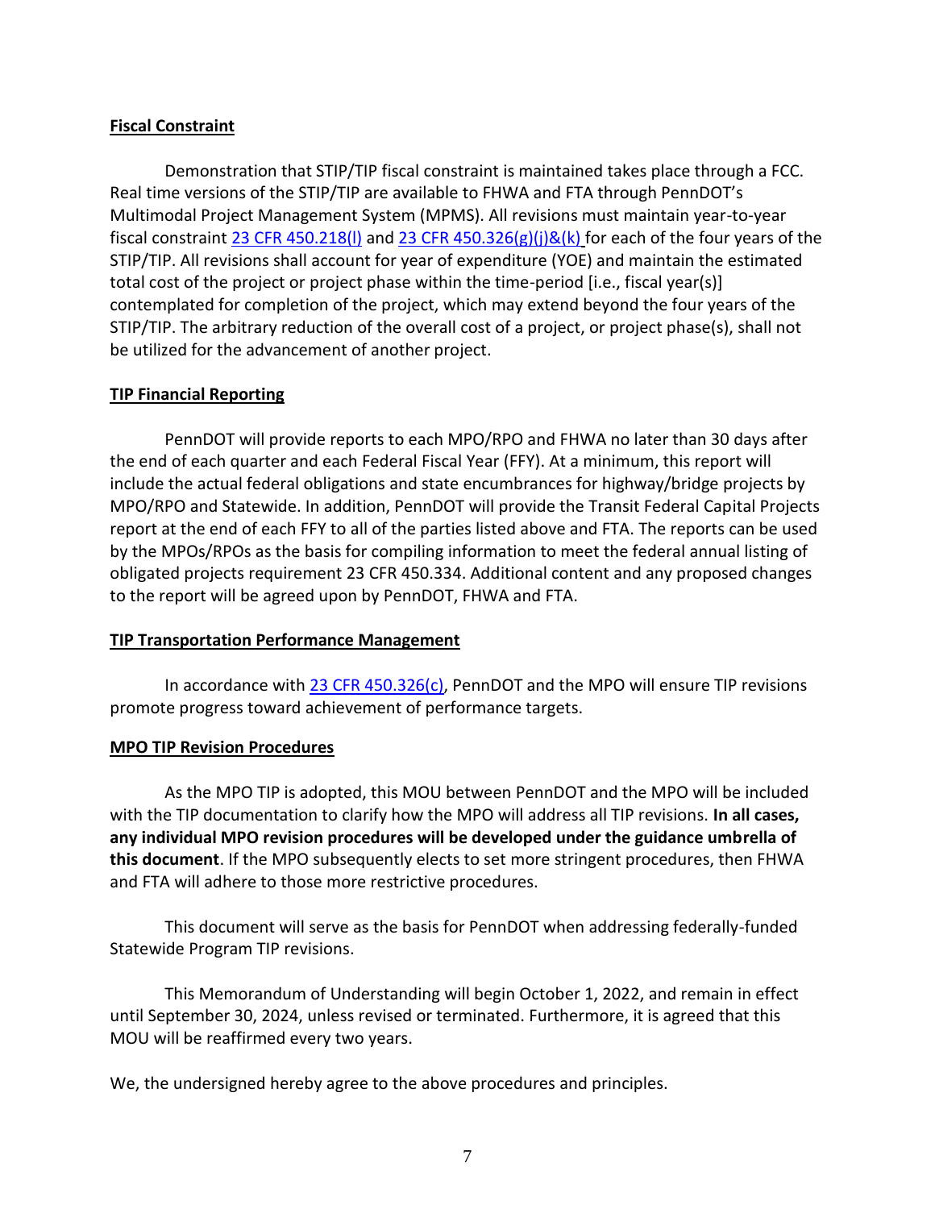**Fiscal Constraint**

Demonstration that STIP/TIP fiscal constraint is maintained takes place through a FCC. Real time versions of the STIP/TIP are available to FHWA and FTA through PennDOT's Multimodal Project Management System (MPMS). All revisions must maintain year-to-year fiscal constraint 23 CFR 450.218(l) and 23 CFR 450.326(g)(j)&(k) for each of the four years of the STIP/TIP. All revisions shall account for year of expenditure (YOE) and maintain the estimated total cost of the project or project phase within the time-period [i.e., fiscal year(s)] contemplated for completion of the project, which may extend beyond the four years of the STIP/TIP. The arbitrary reduction of the overall cost of a project, or project phase(s), shall not be utilized for the advancement of another project.

**TIP Financial Reporting**

PennDOT will provide reports to each MPO/RPO and FHWA no later than 30 days after the end of each quarter and each Federal Fiscal Year (FFY). At a minimum, this report will include the actual federal obligations and state encumbrances for highway/bridge projects by MPO/RPO and Statewide. In addition, PennDOT will provide the Transit Federal Capital Projects report at the end of each FFY to all of the parties listed above and FTA. The reports can be used by the MPOs/RPOs as the basis for compiling information to meet the federal annual listing of obligated projects requirement 23 CFR 450.334. Additional content and any proposed changes to the report will be agreed upon by PennDOT, FHWA and FTA.

**TIP Transportation Performance Management**

In accordance with 23 CFR 450.326(c), PennDOT and the MPO will ensure TIP revisions promote progress toward achievement of performance targets.

**MPO TIP Revision Procedures**

As the MPO TIP is adopted, this MOU between PennDOT and the MPO will be included with the TIP documentation to clarify how the MPO will address all TIP revisions. **In all cases, any individual MPO revision procedures will be developed under the guidance umbrella of this document**. If the MPO subsequently elects to set more stringent procedures, then FHWA and FTA will adhere to those more restrictive procedures.

This document will serve as the basis for PennDOT when addressing federally-funded Statewide Program TIP revisions.

This Memorandum of Understanding will begin October 1, 2022, and remain in effect until September 30, 2024, unless revised or terminated. Furthermore, it is agreed that this MOU will be reaffirmed every two years.

We, the undersigned hereby agree to the above procedures and principles.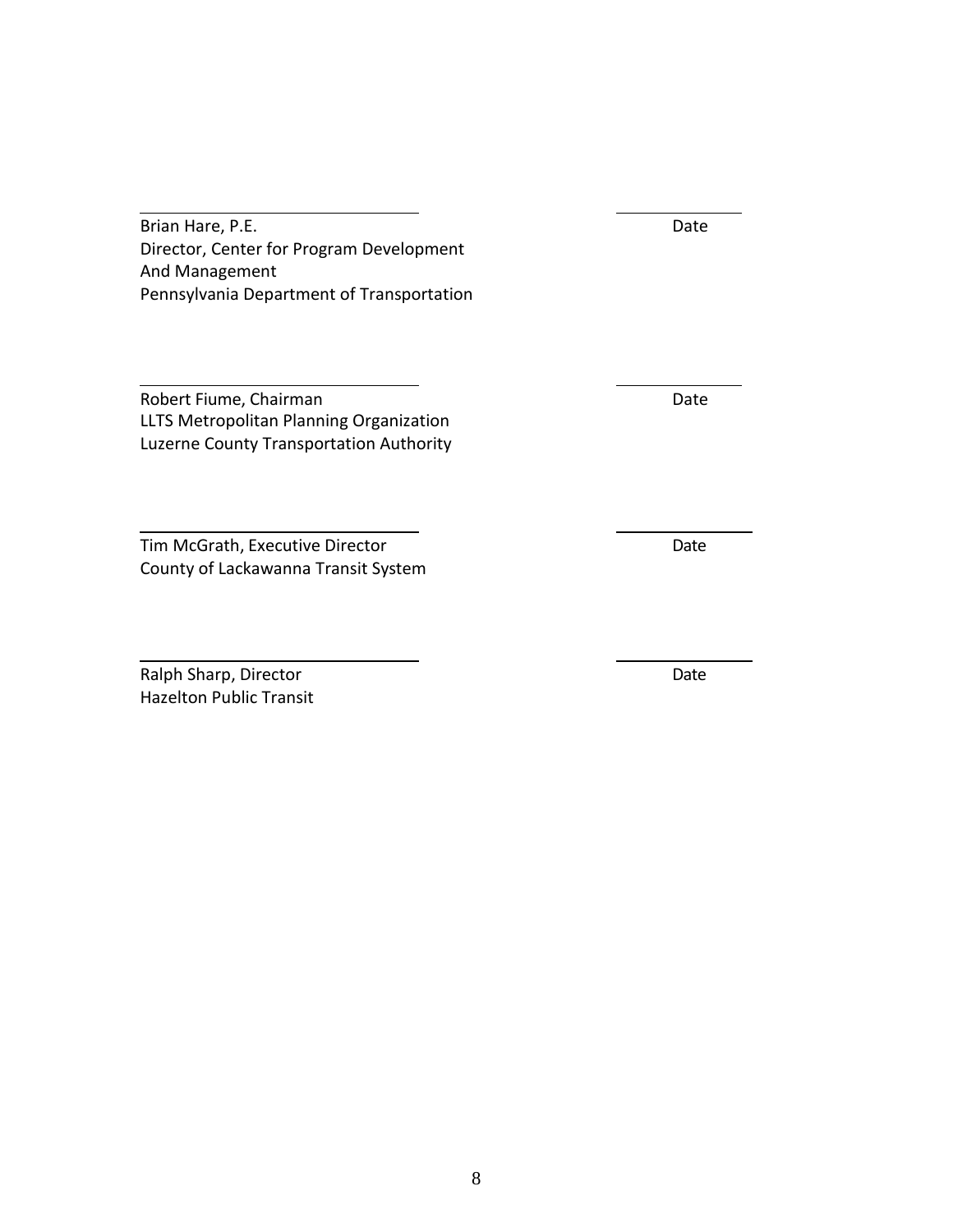\_\_\_\_\_\_\_\_\_\_\_\_\_\_\_\_\_\_\_\_\_\_\_\_\_\_\_\_\_\_ \_\_\_\_\_\_\_\_\_\_\_\_\_\_

Brian Hare, P.E. Date
Director, Center for Program Development
And Management
Pennsylvania Department of Transportation

\_\_\_\_\_\_\_\_\_\_\_\_\_\_\_\_\_\_\_\_\_\_\_\_\_\_\_\_\_\_ \_\_\_\_\_\_\_\_\_\_\_\_\_\_

Robert Fiume, Chairman Date
LLTS Metropolitan Planning Organization
Luzerne County Transportation Authority

\_\_\_\_\_\_\_\_\_\_\_\_\_\_\_\_\_\_\_\_\_\_\_\_\_\_\_\_\_\_ \_\_\_\_\_\_\_\_\_\_\_\_\_\_

Tim McGrath, Executive Director Date
County of Lackawanna Transit System

\_\_\_\_\_\_\_\_\_\_\_\_\_\_\_\_\_\_\_\_\_\_\_\_\_\_\_\_\_\_ \_\_\_\_\_\_\_\_\_\_\_\_\_\_

Ralph Sharp, Director Date
Hazelton Public Transit